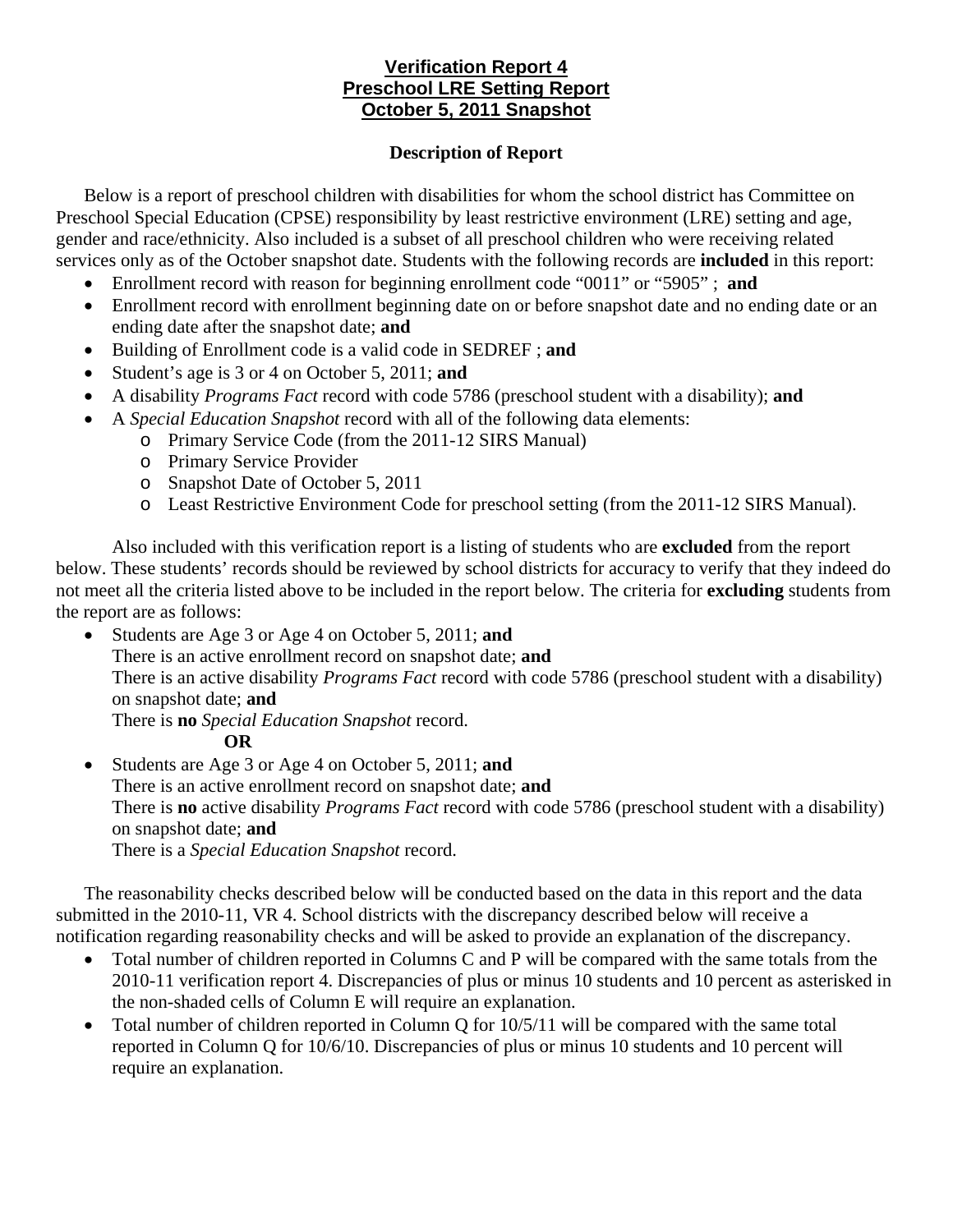# Verification Report 4
# Preschool LRE Setting Report
# October 5, 2011 Snapshot

## Description of Report

Below is a report of preschool children with disabilities for whom the school district has Committee on Preschool Special Education (CPSE) responsibility by least restrictive environment (LRE) setting and age, gender and race/ethnicity. Also included is a subset of all preschool children who were receiving related services only as of the October snapshot date. Students with the following records are **included** in this report:

- Enrollment record with reason for beginning enrollment code "0011" or "5905" ; **and**
- Enrollment record with enrollment beginning date on or before snapshot date and no ending date or an ending date after the snapshot date; **and**
- Building of Enrollment code is a valid code in SEDREF ; **and**
- Student's age is 3 or 4 on October 5, 2011; **and**
- A disability *Programs Fact* record with code 5786 (preschool student with a disability); **and**
- A *Special Education Snapshot* record with all of the following data elements:
  - Primary Service Code (from the 2011-12 SIRS Manual)
  - Primary Service Provider
  - Snapshot Date of October 5, 2011
  - Least Restrictive Environment Code for preschool setting (from the 2011-12 SIRS Manual).

Also included with this verification report is a listing of students who are **excluded** from the report below. These students' records should be reviewed by school districts for accuracy to verify that they indeed do not meet all the criteria listed above to be included in the report below. The criteria for **excluding** students from the report are as follows:

- Students are Age 3 or Age 4 on October 5, 2011; **and**
  There is an active enrollment record on snapshot date; **and**
  There is an active disability *Programs Fact* record with code 5786 (preschool student with a disability) on snapshot date; **and**
  There is **no** *Special Education Snapshot* record.
  
  **OR**
- Students are Age 3 or Age 4 on October 5, 2011; **and**
  There is an active enrollment record on snapshot date; **and**
  There is **no** active disability *Programs Fact* record with code 5786 (preschool student with a disability) on snapshot date; **and**
  There is a *Special Education Snapshot* record.

The reasonability checks described below will be conducted based on the data in this report and the data submitted in the 2010-11, VR 4. School districts with the discrepancy described below will receive a notification regarding reasonability checks and will be asked to provide an explanation of the discrepancy.

- Total number of children reported in Columns C and P will be compared with the same totals from the 2010-11 verification report 4. Discrepancies of plus or minus 10 students and 10 percent as asterisked in the non-shaded cells of Column E will require an explanation.
- Total number of children reported in Column Q for 10/5/11 will be compared with the same total reported in Column Q for 10/6/10. Discrepancies of plus or minus 10 students and 10 percent will require an explanation.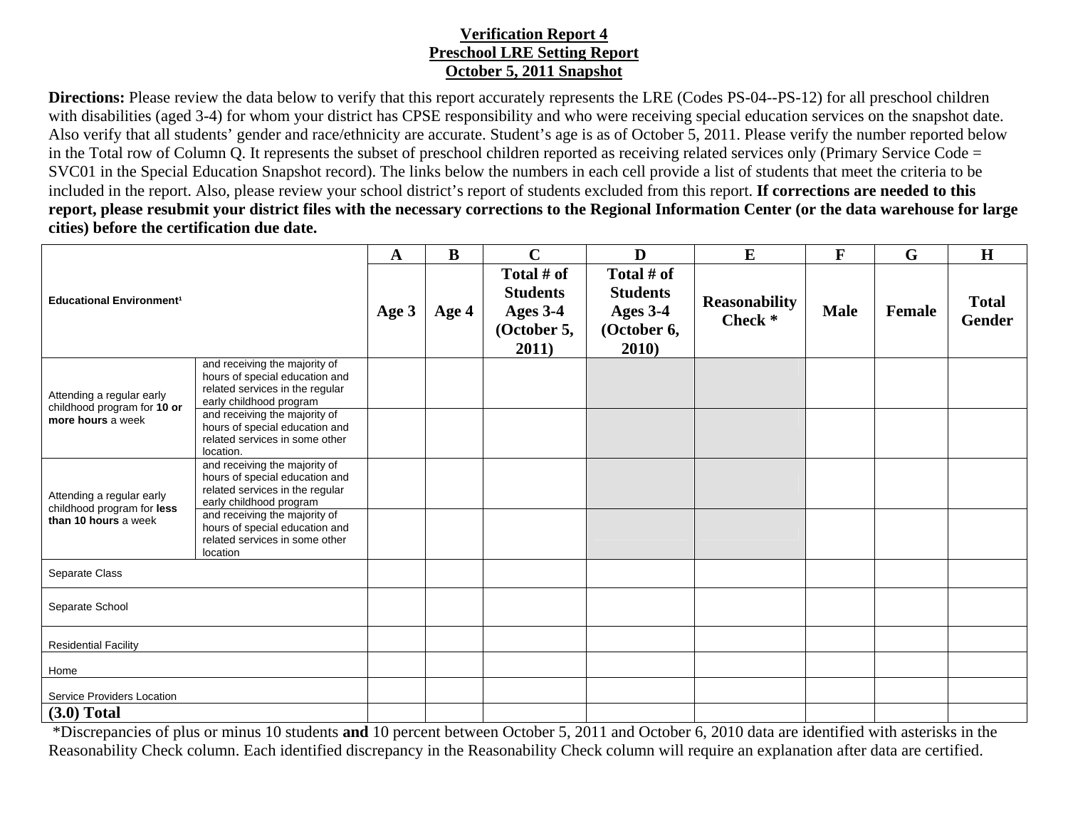**Verification Report 4**
**Preschool LRE Setting Report**
**October 5, 2011 Snapshot**

**Directions:** Please review the data below to verify that this report accurately represents the LRE (Codes PS-04--PS-12) for all preschool children with disabilities (aged 3-4) for whom your district has CPSE responsibility and who were receiving special education services on the snapshot date. Also verify that all students' gender and race/ethnicity are accurate. Student's age is as of October 5, 2011. Please verify the number reported below in the Total row of Column Q. It represents the subset of preschool children reported as receiving related services only (Primary Service Code = SVC01 in the Special Education Snapshot record). The links below the numbers in each cell provide a list of students that meet the criteria to be included in the report. Also, please review your school district's report of students excluded from this report. **If corrections are needed to this report, please resubmit your district files with the necessary corrections to the Regional Information Center (or the data warehouse for large cities) before the certification due date.**

| Educational Environment[1] | | A | B | C | D | E | F | G | H |
|---|---|---|---|---|---|---|---|---|---|
| | | Age 3 | Age 4 | Total # of Students Ages 3-4 (October 5, 2011) | Total # of Students Ages 3-4 (October 6, 2010) | Reasonability Check * | Male | Female | Total Gender |
| Attending a regular early childhood program for **10 or more hours** a week | and receiving the majority of hours of special education and related services in the regular early childhood program | | | | | | | | |
| | and receiving the majority of hours of special education and related services in some other location. | | | | | | | | |
| Attending a regular early childhood program for **less than 10 hours** a week | and receiving the majority of hours of special education and related services in the regular early childhood program | | | | | | | | |
| | and receiving the majority of hours of special education and related services in some other location | | | | | | | | |
| Separate Class | | | | | | | | | |
| Separate School | | | | | | | | | |
| Residential Facility | | | | | | | | | |
| Home | | | | | | | | | |
| Service Providers Location | | | | | | | | | |
| **(3.0) Total** | | | | | | | | | |

*Discrepancies of plus or minus 10 students **and** 10 percent between October 5, 2011 and October 6, 2010 data are identified with asterisks in the Reasonability Check column. Each identified discrepancy in the Reasonability Check column will require an explanation after data are certified.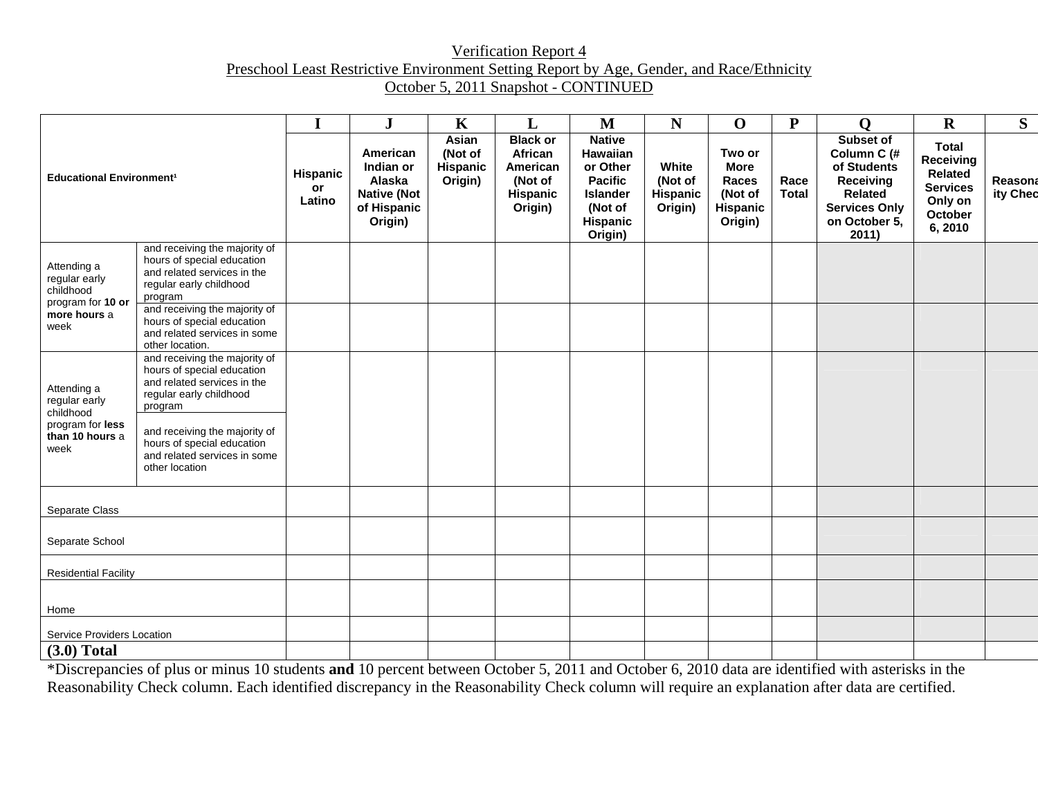Verification Report 4
Preschool Least Restrictive Environment Setting Report by Age, Gender, and Race/Ethnicity
October 5, 2011 Snapshot - CONTINUED

| Educational Environment[1] | | I | J | K | L | M | N | O | P | Q | R | S |
|---|---|---|---|---|---|---|---|---|---|---|---|---|
| | | Hispanic or Latino | American Indian or Alaska Native (Not of Hispanic Origin) | Asian (Not of Hispanic Origin) | Black or African American (Not of Hispanic Origin) | Native Hawaiian or Other Pacific Islander (Not of Hispanic Origin) | White (Not of Hispanic Origin) | Two or More Races (Not of Hispanic Origin) | Race Total | Subset of Column C (# of Students Receiving Related Services Only on October 5, 2011) | Total Receiving Related Services Only on October 6, 2010 | Reasonability Check |
| Attending a regular early childhood program for **10 or more hours** a week | and receiving the majority of hours of special education and related services in the regular early childhood program | | | | | | | | | | | |
| | and receiving the majority of hours of special education and related services in some other location. | | | | | | | | | | | |
| Attending a regular early childhood program for **less than 10 hours** a week | and receiving the majority of hours of special education and related services in the regular early childhood program | | | | | | | | | | | |
| | and receiving the majority of hours of special education and related services in some other location | | | | | | | | | | | |
| Separate Class | | | | | | | | | | | | |
| Separate School | | | | | | | | | | | | |
| Residential Facility | | | | | | | | | | | | |
| Home | | | | | | | | | | | | |
| Service Providers Location | | | | | | | | | | | | |
| **(3.0) Total** | | | | | | | | | | | | |

*Discrepancies of plus or minus 10 students **and** 10 percent between October 5, 2011 and October 6, 2010 data are identified with asterisks in the Reasonability Check column. Each identified discrepancy in the Reasonability Check column will require an explanation after data are certified.